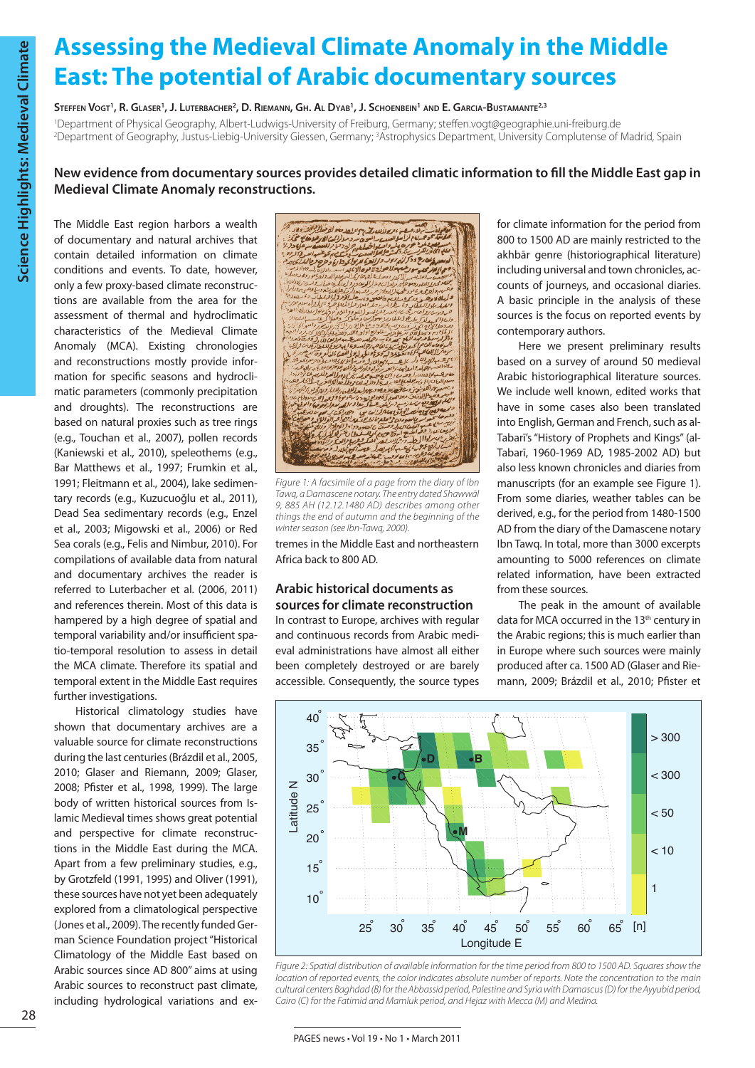# Assessing the Medieval Climate Anomaly in the Middle East: The potential of Arabic documentary sources

Steffen Vogt[1], R. Glaser[1], J. Luterbacher[2], D. Riemann, Gh. Al Dyab[1], J. Schoenbein[1] and E. Garcia-Bustamante[2,3]

[1]Department of Physical Geography, Albert-Ludwigs-University of Freiburg, Germany; steffen.vogt@geographie.uni-freiburg.de
[2]Department of Geography, Justus-Liebig-University Giessen, Germany; [3]Astrophysics Department, University Complutense of Madrid, Spain

**New evidence from documentary sources provides detailed climatic information to fill the Middle East gap in Medieval Climate Anomaly reconstructions.**

The Middle East region harbors a wealth of documentary and natural archives that contain detailed information on climate conditions and events. To date, however, only a few proxy-based climate reconstructions are available from the area for the assessment of thermal and hydroclimatic characteristics of the Medieval Climate Anomaly (MCA). Existing chronologies and reconstructions mostly provide information for specific seasons and hydroclimatic parameters (commonly precipitation and droughts). The reconstructions are based on natural proxies such as tree rings (e.g., Touchan et al., 2007), pollen records (Kaniewski et al., 2010), speleothems (e.g., Bar Matthews et al., 1997; Frumkin et al., 1991; Fleitmann et al., 2004), lake sedimentary records (e.g., Kuzucuoğlu et al., 2011), Dead Sea sedimentary records (e.g., Enzel et al., 2003; Migowski et al., 2006) or Red Sea corals (e.g., Felis and Nimbur, 2010). For compilations of available data from natural and documentary archives the reader is referred to Luterbacher et al. (2006, 2011) and references therein. Most of this data is hampered by a high degree of spatial and temporal variability and/or insufficient spatio-temporal resolution to assess in detail the MCA climate. Therefore its spatial and temporal extent in the Middle East requires further investigations.

Historical climatology studies have shown that documentary archives are a valuable source for climate reconstructions during the last centuries (Brázdil et al., 2005, 2010; Glaser and Riemann, 2009; Glaser, 2008; Pfister et al., 1998, 1999). The large body of written historical sources from Islamic Medieval times shows great potential and perspective for climate reconstructions in the Middle East during the MCA. Apart from a few preliminary studies, e.g., by Grotzfeld (1991, 1995) and Oliver (1991), these sources have not yet been adequately explored from a climatological perspective (Jones et al., 2009). The recently funded German Science Foundation project "Historical Climatology of the Middle East based on Arabic sources since AD 800" aims at using Arabic sources to reconstruct past climate, including hydrological variations and extremes in the Middle East and northeastern Africa back to 800 AD.

*Figure 1: A facsimile of a page from the diary of Ibn Tawq, a Damascene notary. The entry dated Shawwāl 9, 885 AH (12.12.1480 AD) describes among other things the end of autumn and the beginning of the winter season (see Ibn-Tawq, 2000).*

## Arabic historical documents as sources for climate reconstruction

In contrast to Europe, archives with regular and continuous records from Arabic medieval administrations have almost all either been completely destroyed or are barely accessible. Consequently, the source types for climate information for the period from 800 to 1500 AD are mainly restricted to the akhbār genre (historiographical literature) including universal and town chronicles, accounts of journeys, and occasional diaries. A basic principle in the analysis of these sources is the focus on reported events by contemporary authors.

Here we present preliminary results based on a survey of around 50 medieval Arabic historiographical literature sources. We include well known, edited works that have in some cases also been translated into English, German and French, such as al-Tabarī's "History of Prophets and Kings" (al-Tabari, 1960-1969 AD, 1985-2002 AD) but also less known chronicles and diaries from manuscripts (for an example see Figure 1). From some diaries, weather tables can be derived, e.g., for the period from 1480-1500 AD from the diary of the Damascene notary Ibn Tawq. In total, more than 3000 excerpts amounting to 5000 references on climate related information, have been extracted from these sources.

The peak in the amount of available data for MCA occurred in the 13th century in the Arabic regions; this is much earlier than in Europe where such sources were mainly produced after ca. 1500 AD (Glaser and Riemann, 2009; Brázdil et al., 2010; Pfister et

*Figure 2: Spatial distribution of available information for the time period from 800 to 1500 AD. Squares show the location of reported events, the color indicates absolute number of reports. Note the concentration to the main cultural centers Baghdad (B) for the Abbassid period, Palestine and Syria with Damascus (D) for the Ayyubid period, Cairo (C) for the Fatimid and Mamluk period, and Hejaz with Mecca (M) and Medina.*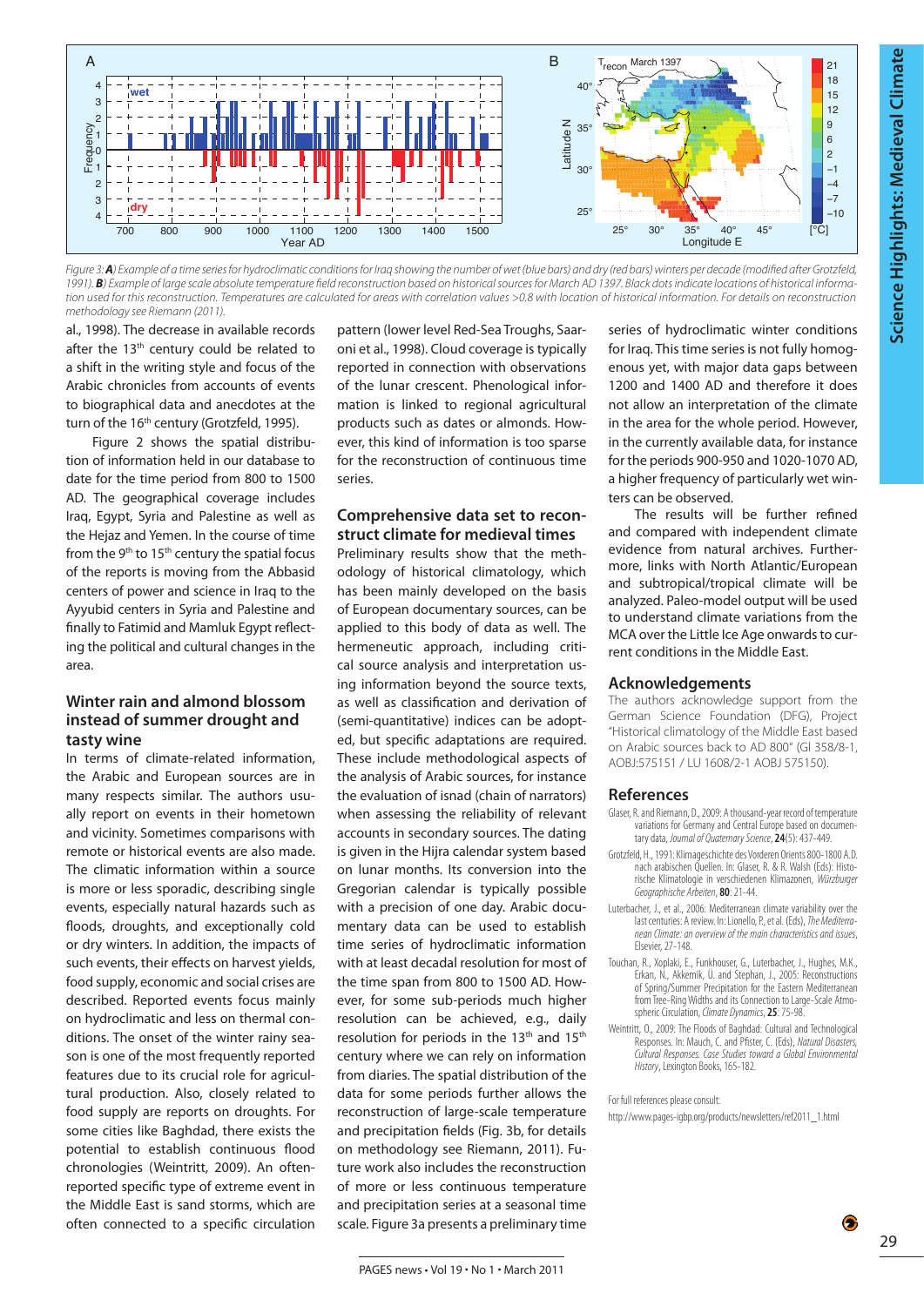A

4
3
2
1
0
1
2
3
4

Frequency

wet

dry

700 800 900 1000 1100 1200 1300 1400 1500

Year AD

B

$T_{recon}$ March 1397

40°
35°
30°
25°

Latitude N

25° 30° 35° 40° 45°

Longitude E

21
18
15
12
9
6
2
−1
−4
−7
−10
[°C]

*Figure 3: **A**) Example of a time series for hydroclimatic conditions for Iraq showing the number of wet (blue bars) and dry (red bars) winters per decade (modified after Grotzfeld, 1991). **B**) Example of large scale absolute temperature field reconstruction based on historical sources for March AD 1397. Black dots indicate locations of historical information used for this reconstruction. Temperatures are calculated for areas with correlation values >0.8 with location of historical information. For details on reconstruction methodology see Riemann (2011).*

al., 1998). The decrease in available records after the 13th century could be related to a shift in the writing style and focus of the Arabic chronicles from accounts of events to biographical data and anecdotes at the turn of the 16th century (Grotzfeld, 1995).

Figure 2 shows the spatial distribution of information held in our database to date for the time period from 800 to 1500 AD. The geographical coverage includes Iraq, Egypt, Syria and Palestine as well as the Hejaz and Yemen. In the course of time from the 9th to 15th century the spatial focus of the reports is moving from the Abbasid centers of power and science in Iraq to the Ayyubid centers in Syria and Palestine and finally to Fatimid and Mamluk Egypt reflecting the political and cultural changes in the area.

## Winter rain and almond blossom instead of summer drought and tasty wine

In terms of climate-related information, the Arabic and European sources are in many respects similar. The authors usually report on events in their hometown and vicinity. Sometimes comparisons with remote or historical events are also made. The climatic information within a source is more or less sporadic, describing single events, especially natural hazards such as floods, droughts, and exceptionally cold or dry winters. In addition, the impacts of such events, their effects on harvest yields, food supply, economic and social crises are described. Reported events focus mainly on hydroclimatic and less on thermal conditions. The onset of the winter rainy season is one of the most frequently reported features due to its crucial role for agricultural production. Also, closely related to food supply are reports on droughts. For some cities like Baghdad, there exists the potential to establish continuous flood chronologies (Weintritt, 2009). An often-reported specific type of extreme event in the Middle East is sand storms, which are often connected to a specific circulation pattern (lower level Red-Sea Troughs, Saaroni et al., 1998). Cloud coverage is typically reported in connection with observations of the lunar crescent. Phenological information is linked to regional agricultural products such as dates or almonds. However, this kind of information is too sparse for the reconstruction of continuous time series.

## Comprehensive data set to reconstruct climate for medieval times

Preliminary results show that the methodology of historical climatology, which has been mainly developed on the basis of European documentary sources, can be applied to this body of data as well. The hermeneutic approach, including critical source analysis and interpretation using information beyond the source texts, as well as classification and derivation of (semi-quantitative) indices can be adopted, but specific adaptations are required. These include methodological aspects of the analysis of Arabic sources, for instance the evaluation of isnad (chain of narrators) when assessing the reliability of relevant accounts in secondary sources. The dating is given in the Hijra calendar system based on lunar months. Its conversion into the Gregorian calendar is typically possible with a precision of one day. Arabic documentary data can be used to establish time series of hydroclimatic information with at least decadal resolution for most of the time span from 800 to 1500 AD. However, for some sub-periods much higher resolution can be achieved, e.g., daily resolution for periods in the 13th and 15th century where we can rely on information from diaries. The spatial distribution of the data for some periods further allows the reconstruction of large-scale temperature and precipitation fields (Fig. 3b, for details on methodology see Riemann, 2011). Future work also includes the reconstruction of more or less continuous temperature and precipitation series at a seasonal time scale. Figure 3a presents a preliminary time series of hydroclimatic winter conditions for Iraq. This time series is not fully homogenous yet, with major data gaps between 1200 and 1400 AD and therefore it does not allow an interpretation of the climate in the area for the whole period. However, in the currently available data, for instance for the periods 900-950 and 1020-1070 AD, a higher frequency of particularly wet winters can be observed.

The results will be further refined and compared with independent climate evidence from natural archives. Furthermore, links with North Atlantic/European and subtropical/tropical climate will be analyzed. Paleo-model output will be used to understand climate variations from the MCA over the Little Ice Age onwards to current conditions in the Middle East.

## Acknowledgements

The authors acknowledge support from the German Science Foundation (DFG), Project "Historical climatology of the Middle East based on Arabic sources back to AD 800" (Gl 358/8-1, AOBJ:575151 / LU 1608/2-1 AOBJ 575150).

## References

Glaser, R. and Riemann, D., 2009: A thousand-year record of temperature variations for Germany and Central Europe based on documentary data, *Journal of Quaternary Science*, **24**(5): 437-449.

Grotzfeld, H., 1991: Klimageschichte des Vorderen Orients 800-1800 A.D. nach arabischen Quellen. In: Glaser, R. & R. Walsh (Eds): Historische Klimatologie in verschiedenen Klimazonen, *Würzburger Geographische Arbeiten*, **80**: 21-44.

Luterbacher, J., et al., 2006: Mediterranean climate variability over the last centuries: A review. In: Lionello, P., et al. (Eds), *The Mediterranean Climate: an overview of the main characteristics and issues*, Elsevier, 27-148.

Touchan, R., Xoplaki, E., Funkhouser, G., Luterbacher, J., Hughes, M.K., Erkan, N., Akkemik, Ü. and Stephan, J., 2005: Reconstructions of Spring/Summer Precipitation for the Eastern Mediterranean from Tree-Ring Widths and its Connection to Large-Scale Atmospheric Circulation, *Climate Dynamics*, **25**: 75-98.

Weintritt, O., 2009: The Floods of Baghdad: Cultural and Technological Responses. In: Mauch, C. and Pfister, C. (Eds), *Natural Disasters, Cultural Responses. Case Studies toward a Global Environmental History*, Lexington Books, 165-182.

For full references please consult:
http://www.pages-igbp.org/products/newsletters/ref2011_1.html